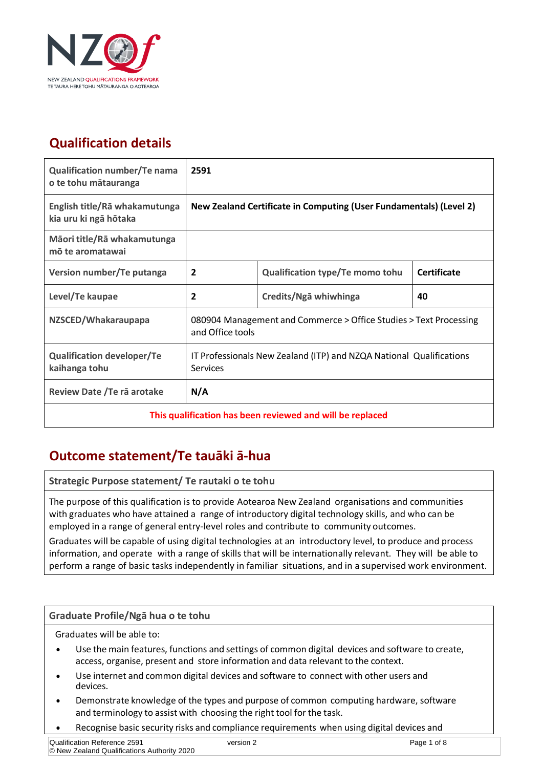## Qualification details

| Qualification number/Te nama o te tohu mātauranga | 2591 | | |
|---|---|---|---|
| English title/Rā whakamutunga kia uru ki ngā hōtaka | **New Zealand Certificate in Computing (User Fundamentals) (Level 2)** | | |
| Māori title/Rā whakamutunga mō te aromatawai | | | |
| Version number/Te putanga | **2** | Qualification type/Te momo tohu | **Certificate** |
| Level/Te kaupae | **2** | Credits/Ngā whiwhinga | **40** |
| NZSCED/Whakaraupapa | 080904 Management and Commerce > Office Studies > Text Processing and Office tools | | |
| Qualification developer/Te kaihanga tohu | IT Professionals New Zealand (ITP) and NZQA National Qualifications Services | | |
| Review Date /Te rā arotake | **N/A** | | |
| **This qualification has been reviewed and will be replaced** | | | |

## Outcome statement/Te tauāki ā-hua

**Strategic Purpose statement/ Te rautaki o te tohu**

The purpose of this qualification is to provide Aotearoa New Zealand organisations and communities with graduates who have attained a range of introductory digital technology skills, and who can be employed in a range of general entry-level roles and contribute to community outcomes.

Graduates will be capable of using digital technologies at an introductory level, to produce and process information, and operate with a range of skills that will be internationally relevant. They will be able to perform a range of basic tasks independently in familiar situations, and in a supervised work environment.

**Graduate Profile/Ngā hua o te tohu**

Graduates will be able to:

- Use the main features, functions and settings of common digital devices and software to create, access, organise, present and store information and data relevant to the context.
- Use internet and common digital devices and software to connect with other users and devices.
- Demonstrate knowledge of the types and purpose of common computing hardware, software and terminology to assist with choosing the right tool for the task.
- Recognise basic security risks and compliance requirements when using digital devices and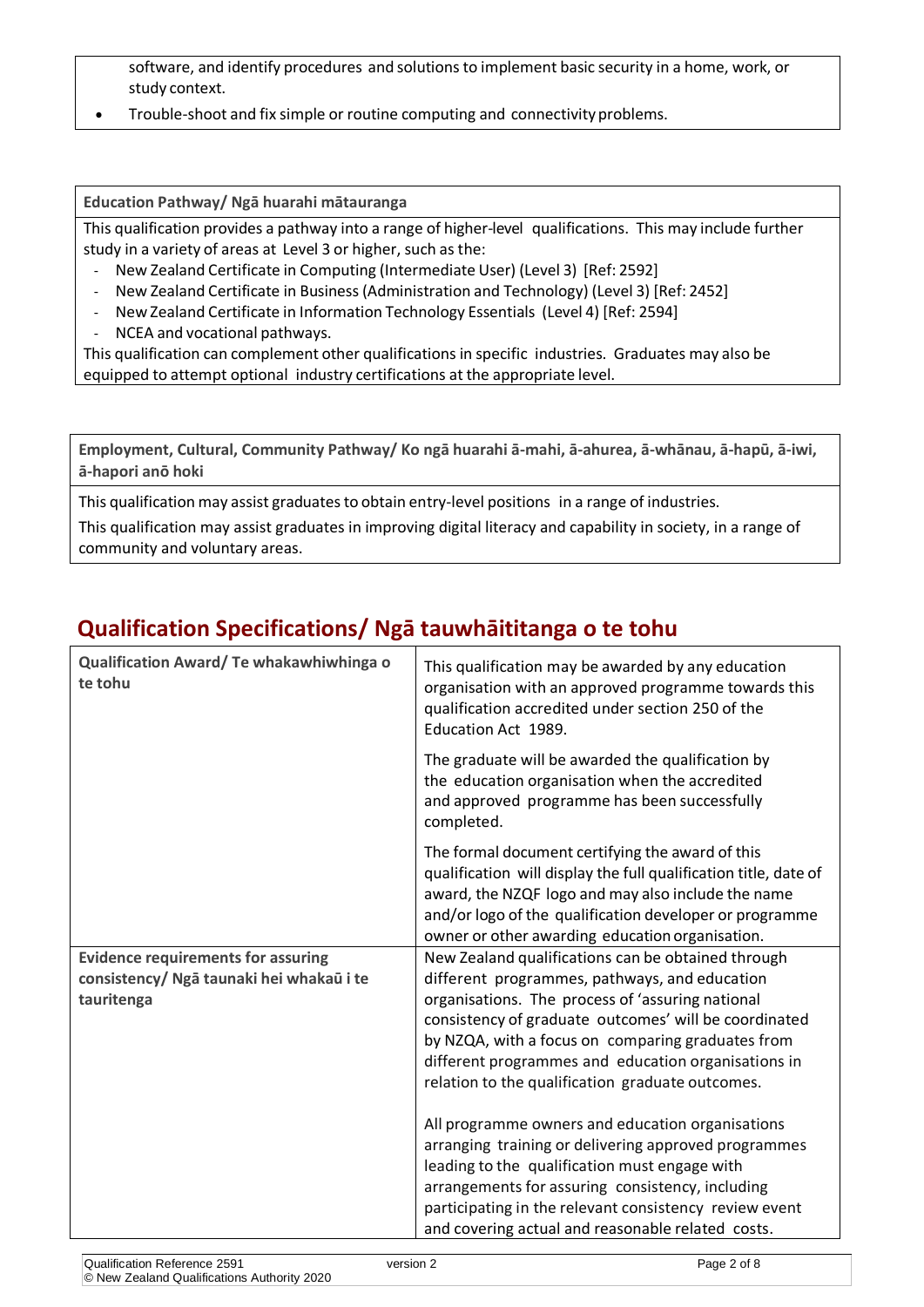software, and identify procedures and solutions to implement basic security in a home, work, or study context.

- Trouble-shoot and fix simple or routine computing and connectivity problems.

**Education Pathway/ Ngā huarahi mātauranga**

This qualification provides a pathway into a range of higher-level qualifications. This may include further study in a variety of areas at Level 3 or higher, such as the:

- New Zealand Certificate in Computing (Intermediate User) (Level 3) [Ref: 2592]
- New Zealand Certificate in Business (Administration and Technology) (Level 3) [Ref: 2452]
- New Zealand Certificate in Information Technology Essentials (Level 4) [Ref: 2594]
- NCEA and vocational pathways.

This qualification can complement other qualifications in specific industries. Graduates may also be equipped to attempt optional industry certifications at the appropriate level.

**Employment, Cultural, Community Pathway/ Ko ngā huarahi ā-mahi, ā-ahurea, ā-whānau, ā-hapū, ā-iwi, ā-hapori anō hoki**

This qualification may assist graduates to obtain entry-level positions in a range of industries.

This qualification may assist graduates in improving digital literacy and capability in society, in a range of community and voluntary areas.

## Qualification Specifications/ Ngā tauwhāititanga o te tohu

| | |
|---|---|
| **Qualification Award/ Te whakawhiwhinga o te tohu** | This qualification may be awarded by any education organisation with an approved programme towards this qualification accredited under section 250 of the Education Act 1989.<br><br>The graduate will be awarded the qualification by the education organisation when the accredited and approved programme has been successfully completed.<br><br>The formal document certifying the award of this qualification will display the full qualification title, date of award, the NZQF logo and may also include the name and/or logo of the qualification developer or programme owner or other awarding education organisation. |
| **Evidence requirements for assuring consistency/ Ngā taunaki hei whakaū i te tauritenga** | New Zealand qualifications can be obtained through different programmes, pathways, and education organisations. The process of 'assuring national consistency of graduate outcomes' will be coordinated by NZQA, with a focus on comparing graduates from different programmes and education organisations in relation to the qualification graduate outcomes.<br><br>All programme owners and education organisations arranging training or delivering approved programmes leading to the qualification must engage with arrangements for assuring consistency, including participating in the relevant consistency review event and covering actual and reasonable related costs. |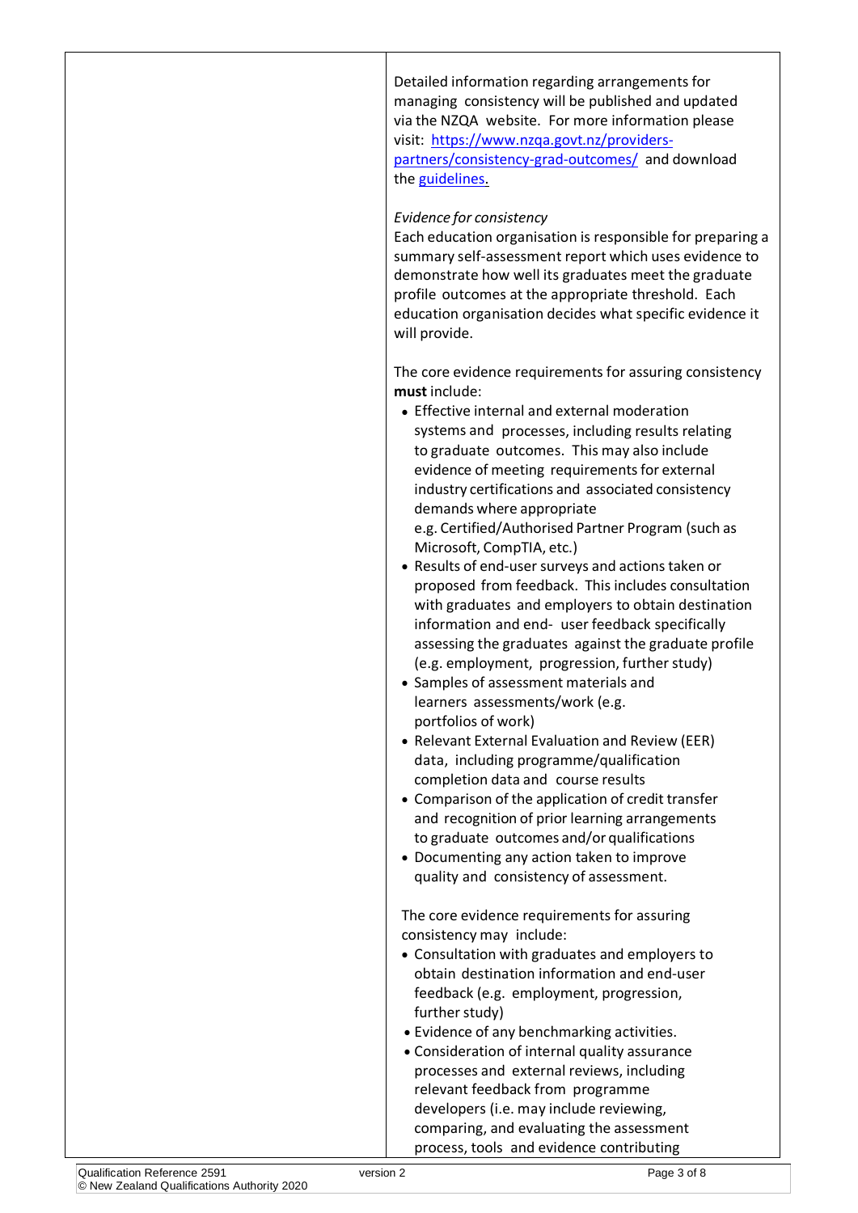| | Detailed information regarding arrangements for managing consistency will be published and updated via the NZQA website. For more information please visit: [https://www.nzqa.govt.nz/providers-partners/consistency-grad-outcomes/](https://www.nzqa.govt.nz/providers-partners/consistency-grad-outcomes/) and download the [guidelines.](#)<br><br>*Evidence for consistency*<br>Each education organisation is responsible for preparing a summary self-assessment report which uses evidence to demonstrate how well its graduates meet the graduate profile outcomes at the appropriate threshold. Each education organisation decides what specific evidence it will provide.<br><br>The core evidence requirements for assuring consistency **must** include:<br>• Effective internal and external moderation systems and processes, including results relating to graduate outcomes. This may also include evidence of meeting requirements for external industry certifications and associated consistency demands where appropriate e.g. Certified/Authorised Partner Program (such as Microsoft, CompTIA, etc.)<br>• Results of end-user surveys and actions taken or proposed from feedback. This includes consultation with graduates and employers to obtain destination information and end- user feedback specifically assessing the graduates against the graduate profile (e.g. employment, progression, further study)<br>• Samples of assessment materials and learners assessments/work (e.g. portfolios of work)<br>• Relevant External Evaluation and Review (EER) data, including programme/qualification completion data and course results<br>• Comparison of the application of credit transfer and recognition of prior learning arrangements to graduate outcomes and/or qualifications<br>• Documenting any action taken to improve quality and consistency of assessment.<br><br>The core evidence requirements for assuring consistency may include:<br>• Consultation with graduates and employers to obtain destination information and end-user feedback (e.g. employment, progression, further study)<br>• Evidence of any benchmarking activities.<br>• Consideration of internal quality assurance processes and external reviews, including relevant feedback from programme developers (i.e. may include reviewing, comparing, and evaluating the assessment process, tools and evidence contributing |
|---|---|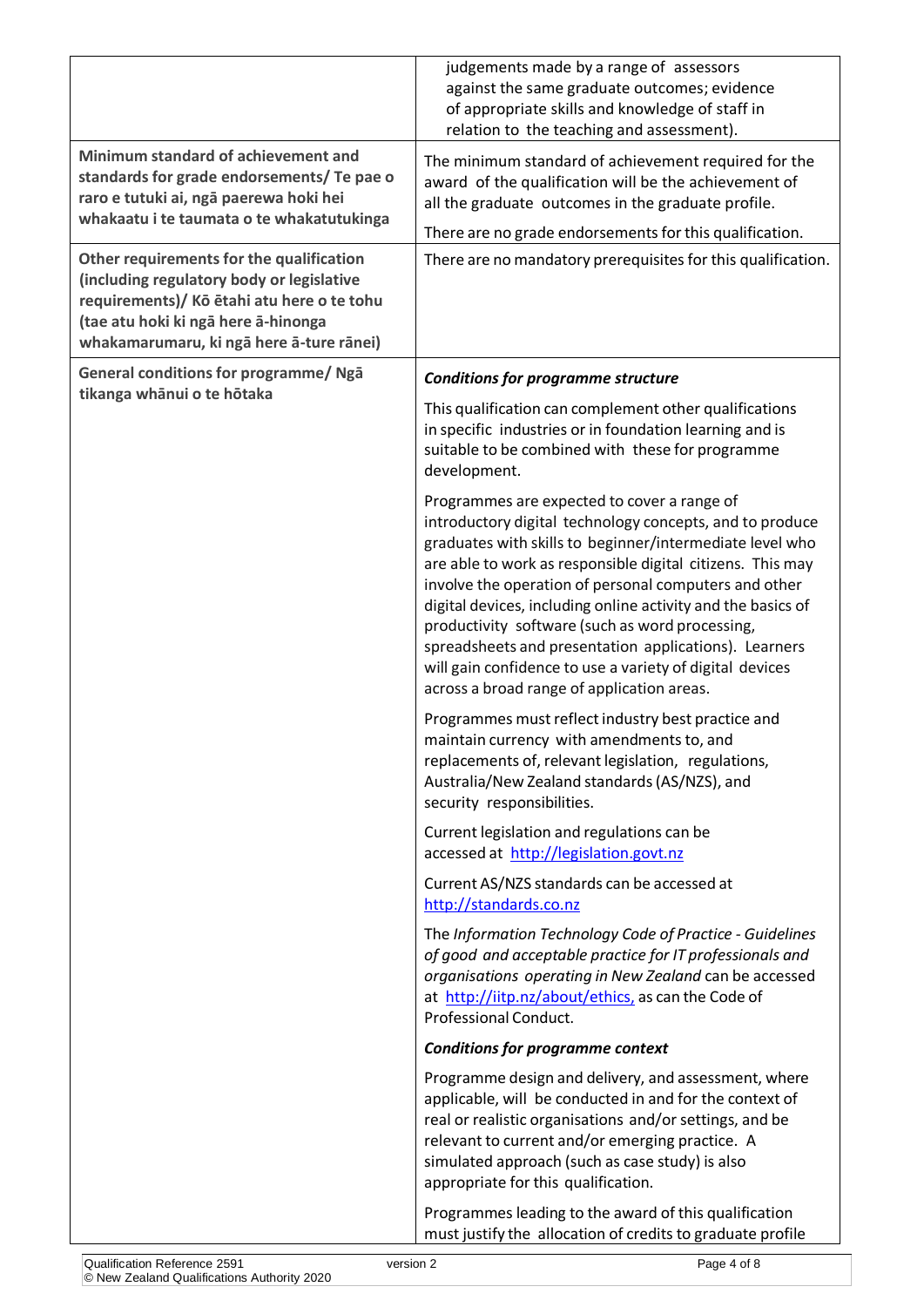| | |
|---|---|
| | judgements made by a range of assessors against the same graduate outcomes; evidence of appropriate skills and knowledge of staff in relation to the teaching and assessment). |
| **Minimum standard of achievement and standards for grade endorsements/ Te pae o raro e tutuki ai, ngā paerewa hoki hei whakaatu i te taumata o te whakatutukinga** | The minimum standard of achievement required for the award of the qualification will be the achievement of all the graduate outcomes in the graduate profile.<br><br>There are no grade endorsements for this qualification. |
| **Other requirements for the qualification (including regulatory body or legislative requirements)/ Kō ētahi atu here o te tohu (tae atu hoki ki ngā here ā-hinonga whakamarumaru, ki ngā here ā-ture rānei)** | There are no mandatory prerequisites for this qualification. |
| **General conditions for programme/ Ngā tikanga whānui o te hōtaka** | ***Conditions for programme structure***<br><br>This qualification can complement other qualifications in specific industries or in foundation learning and is suitable to be combined with these for programme development.<br><br>Programmes are expected to cover a range of introductory digital technology concepts, and to produce graduates with skills to beginner/intermediate level who are able to work as responsible digital citizens. This may involve the operation of personal computers and other digital devices, including online activity and the basics of productivity software (such as word processing, spreadsheets and presentation applications). Learners will gain confidence to use a variety of digital devices across a broad range of application areas.<br><br>Programmes must reflect industry best practice and maintain currency with amendments to, and replacements of, relevant legislation, regulations, Australia/New Zealand standards (AS/NZS), and security responsibilities.<br><br>Current legislation and regulations can be accessed at http://legislation.govt.nz<br><br>Current AS/NZS standards can be accessed at http://standards.co.nz<br><br>The *Information Technology Code of Practice - Guidelines of good and acceptable practice for IT professionals and organisations operating in New Zealand* can be accessed at http://iitp.nz/about/ethics, as can the Code of Professional Conduct.<br><br>***Conditions for programme context***<br><br>Programme design and delivery, and assessment, where applicable, will be conducted in and for the context of real or realistic organisations and/or settings, and be relevant to current and/or emerging practice. A simulated approach (such as case study) is also appropriate for this qualification.<br><br>Programmes leading to the award of this qualification must justify the allocation of credits to graduate profile |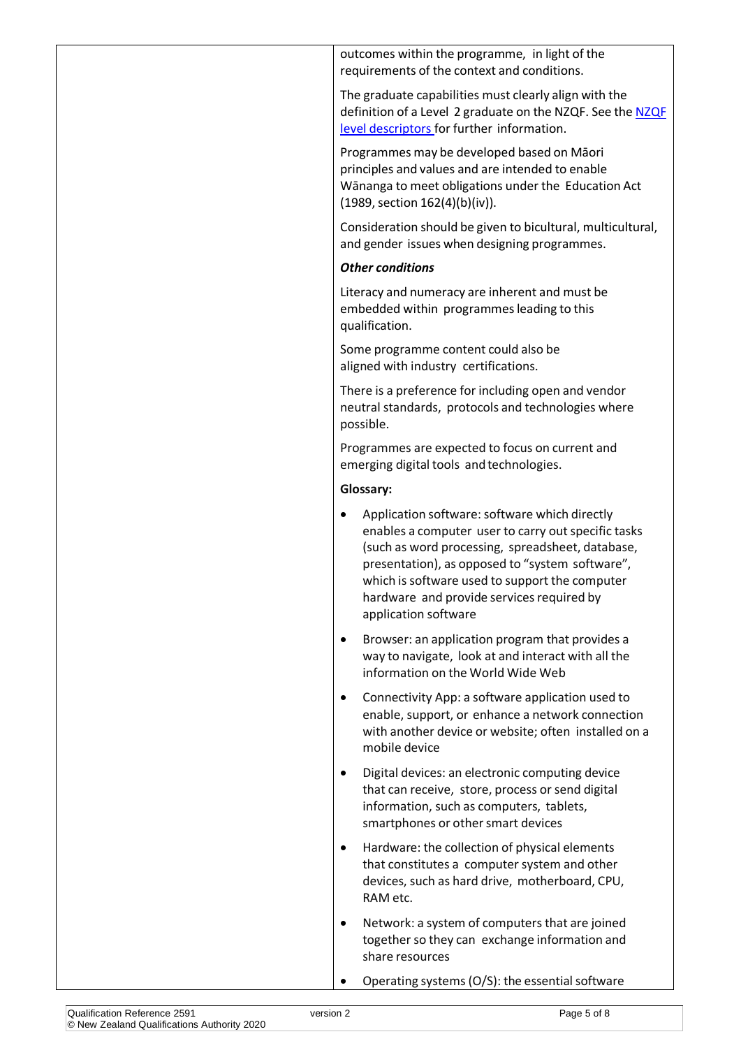| | |
|---|---|
| | outcomes within the programme, in light of the requirements of the context and conditions.<br><br>The graduate capabilities must clearly align with the definition of a Level 2 graduate on the NZQF. See the [NZQF level descriptors](NZQF level descriptors) for further information.<br><br>Programmes may be developed based on Māori principles and values and are intended to enable Wānanga to meet obligations under the Education Act (1989, section 162(4)(b)(iv)).<br><br>Consideration should be given to bicultural, multicultural, and gender issues when designing programmes.<br><br>***Other conditions***<br><br>Literacy and numeracy are inherent and must be embedded within programmes leading to this qualification.<br><br>Some programme content could also be aligned with industry certifications.<br><br>There is a preference for including open and vendor neutral standards, protocols and technologies where possible.<br><br>Programmes are expected to focus on current and emerging digital tools and technologies.<br><br>**Glossary:**<br><br>• Application software: software which directly enables a computer user to carry out specific tasks (such as word processing, spreadsheet, database, presentation), as opposed to "system software", which is software used to support the computer hardware and provide services required by application software<br><br>• Browser: an application program that provides a way to navigate, look at and interact with all the information on the World Wide Web<br><br>• Connectivity App: a software application used to enable, support, or enhance a network connection with another device or website; often installed on a mobile device<br><br>• Digital devices: an electronic computing device that can receive, store, process or send digital information, such as computers, tablets, smartphones or other smart devices<br><br>• Hardware: the collection of physical elements that constitutes a computer system and other devices, such as hard drive, motherboard, CPU, RAM etc.<br><br>• Network: a system of computers that are joined together so they can exchange information and share resources<br><br>• Operating systems (O/S): the essential software |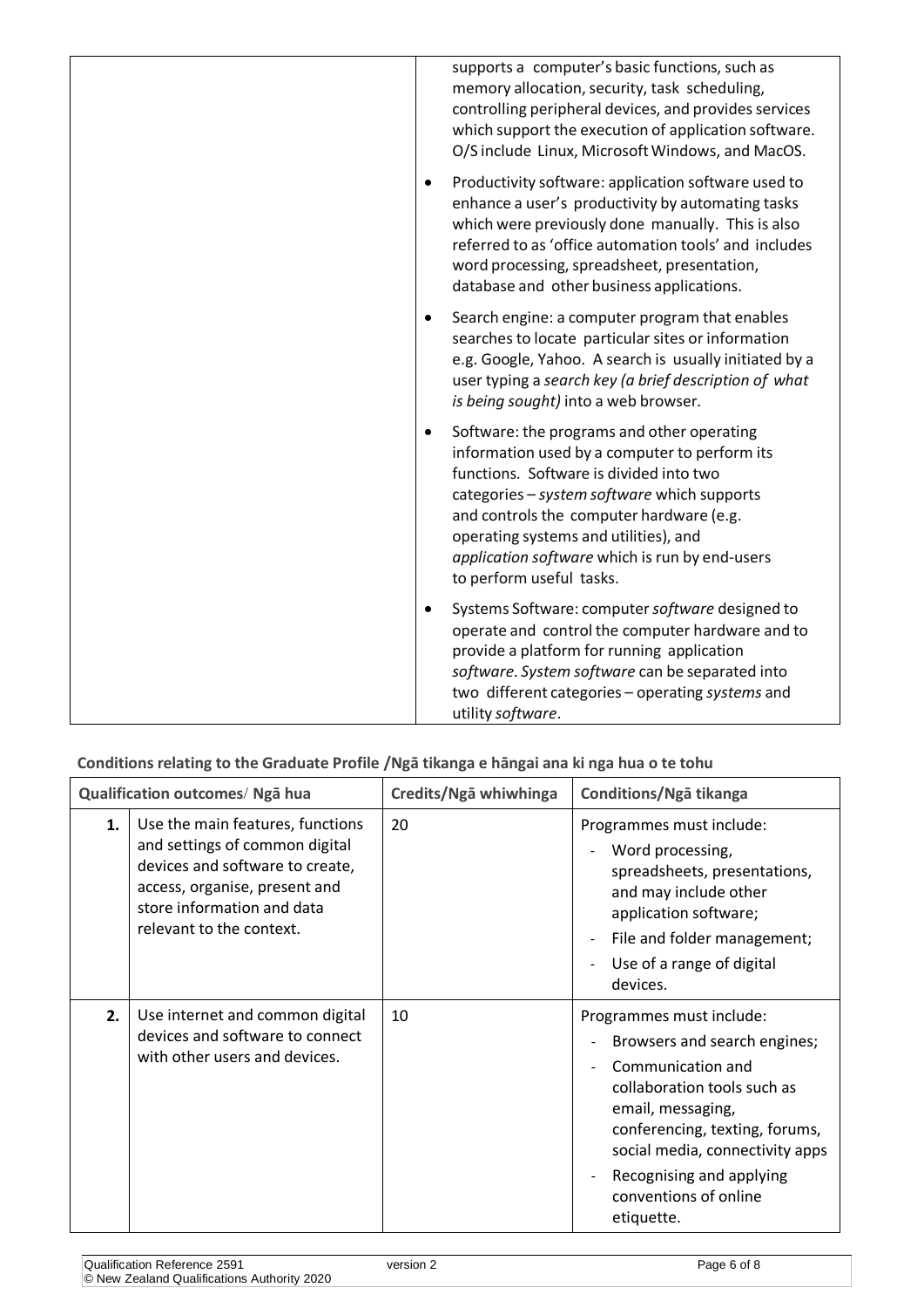| | supports a computer's basic functions, such as memory allocation, security, task scheduling, controlling peripheral devices, and provides services which support the execution of application software. O/S include Linux, Microsoft Windows, and MacOS.<br>• Productivity software: application software used to enhance a user's productivity by automating tasks which were previously done manually. This is also referred to as 'office automation tools' and includes word processing, spreadsheet, presentation, database and other business applications.<br>• Search engine: a computer program that enables searches to locate particular sites or information e.g. Google, Yahoo. A search is usually initiated by a user typing a *search key (a brief description of what is being sought)* into a web browser.<br>• Software: the programs and other operating information used by a computer to perform its functions. Software is divided into two categories – *system software* which supports and controls the computer hardware (e.g. operating systems and utilities), and *application software* which is run by end-users to perform useful tasks.<br>• Systems Software: computer *software* designed to operate and control the computer hardware and to provide a platform for running application *software*. *System software* can be separated into two different categories – operating *systems* and utility *software*. |
|---|---|

**Conditions relating to the Graduate Profile /Ngā tikanga e hāngai ana ki nga hua o te tohu**

| Qualification outcomes/ Ngā hua | | Credits/Ngā whiwhinga | Conditions/Ngā tikanga |
|---|---|---|---|
| **1.** | Use the main features, functions and settings of common digital devices and software to create, access, organise, present and store information and data relevant to the context. | 20 | Programmes must include:<br>- Word processing, spreadsheets, presentations, and may include other application software;<br>- File and folder management;<br>- Use of a range of digital devices. |
| **2.** | Use internet and common digital devices and software to connect with other users and devices. | 10 | Programmes must include:<br>- Browsers and search engines;<br>- Communication and collaboration tools such as email, messaging, conferencing, texting, forums, social media, connectivity apps<br>- Recognising and applying conventions of online etiquette. |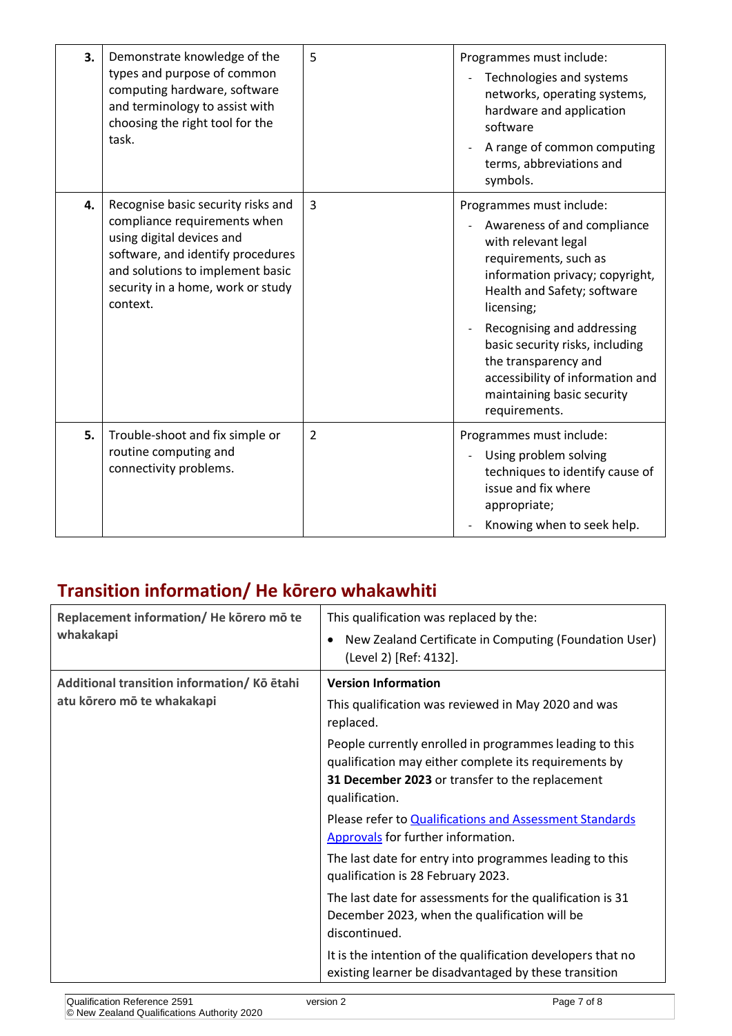| | | | |
|---|---|---|---|
| **3.** | Demonstrate knowledge of the types and purpose of common computing hardware, software and terminology to assist with choosing the right tool for the task. | 5 | Programmes must include:<br>- Technologies and systems networks, operating systems, hardware and application software<br>- A range of common computing terms, abbreviations and symbols. |
| **4.** | Recognise basic security risks and compliance requirements when using digital devices and software, and identify procedures and solutions to implement basic security in a home, work or study context. | 3 | Programmes must include:<br>- Awareness of and compliance with relevant legal requirements, such as information privacy; copyright, Health and Safety; software licensing;<br>- Recognising and addressing basic security risks, including the transparency and accessibility of information and maintaining basic security requirements. |
| **5.** | Trouble-shoot and fix simple or routine computing and connectivity problems. | 2 | Programmes must include:<br>- Using problem solving techniques to identify cause of issue and fix where appropriate;<br>- Knowing when to seek help. |

## Transition information/ He kōrero whakawhiti

| | |
|---|---|
| **Replacement information/ He kōrero mō te whakakapi** | This qualification was replaced by the:<br>• New Zealand Certificate in Computing (Foundation User) (Level 2) [Ref: 4132]. |
| **Additional transition information/ Kō ētahi atu kōrero mō te whakakapi** | **Version Information**<br>This qualification was reviewed in May 2020 and was replaced.<br>People currently enrolled in programmes leading to this qualification may either complete its requirements by **31 December 2023** or transfer to the replacement qualification.<br>Please refer to [Qualifications and Assessment Standards Approvals]() for further information.<br>The last date for entry into programmes leading to this qualification is 28 February 2023.<br>The last date for assessments for the qualification is 31 December 2023, when the qualification will be discontinued.<br>It is the intention of the qualification developers that no existing learner be disadvantaged by these transition |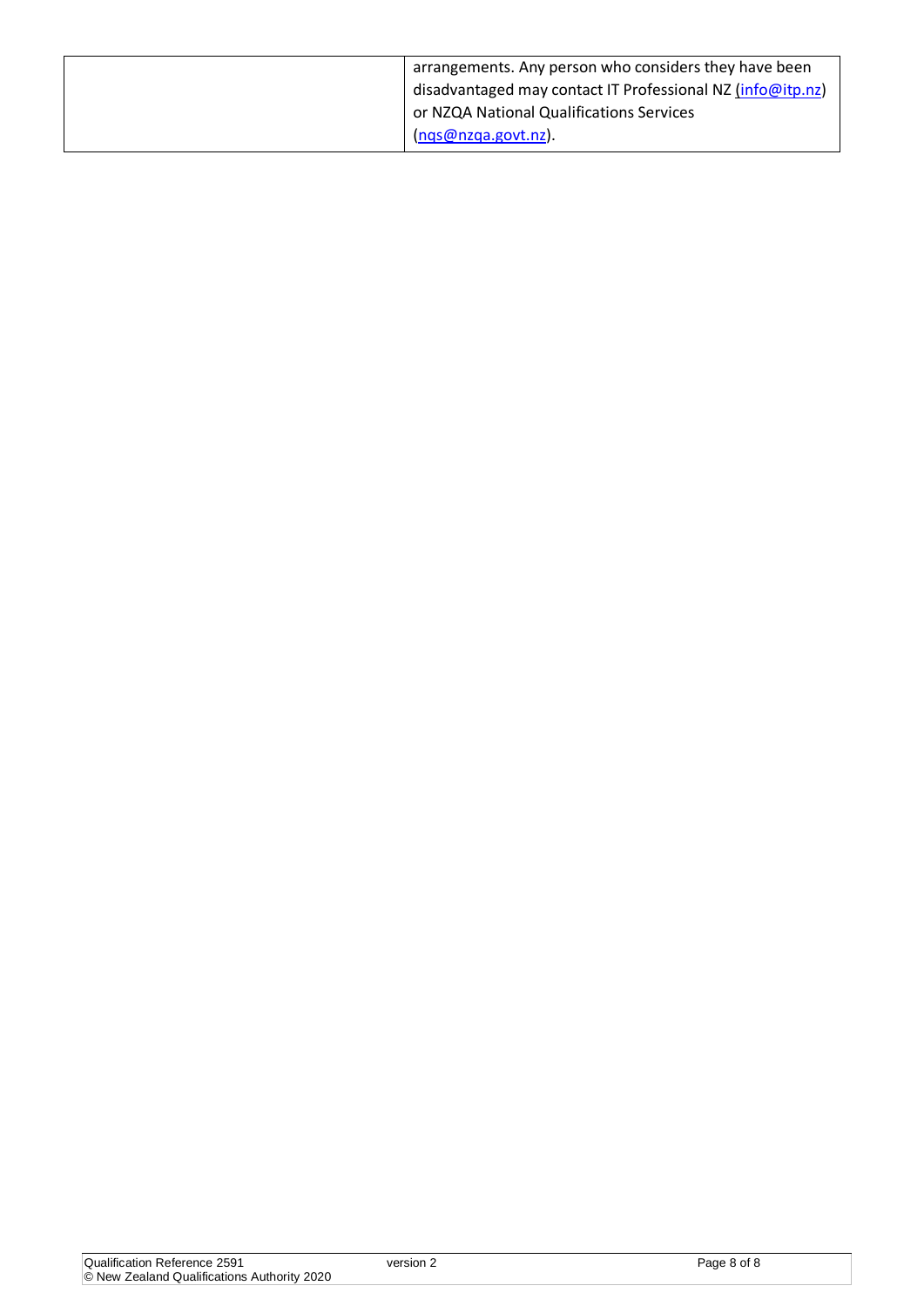| | |
|---|---|
| | arrangements. Any person who considers they have been disadvantaged may contact IT Professional NZ (info@itp.nz) or NZQA National Qualifications Services (nqs@nzqa.govt.nz). |